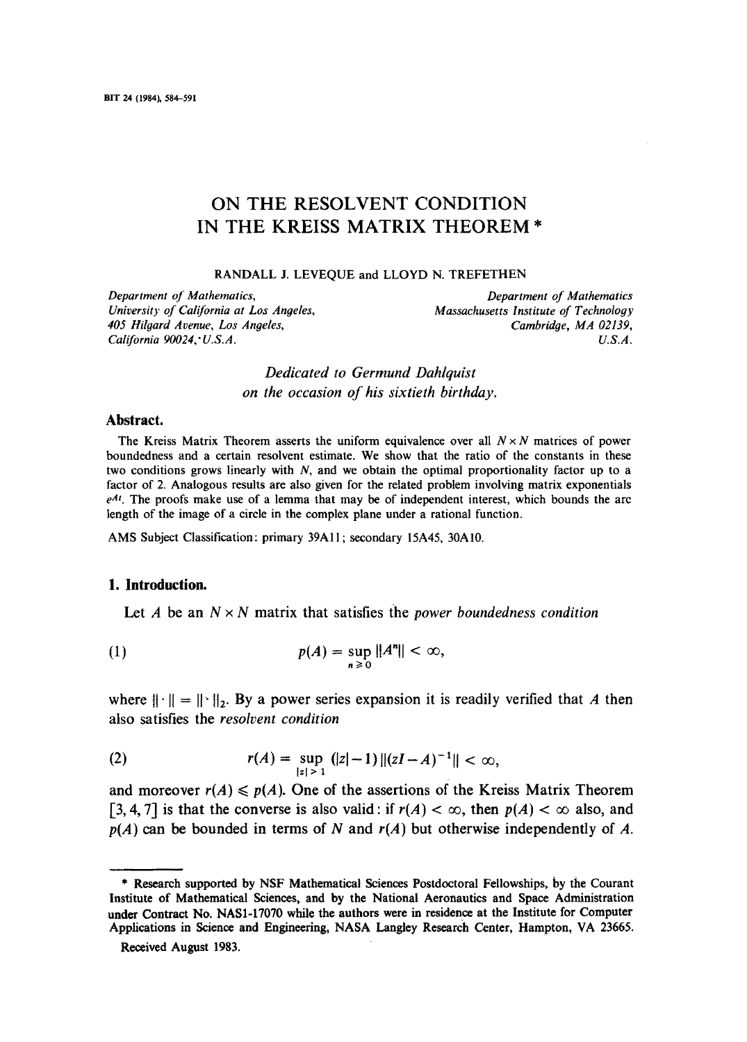# ON THE RESOLVENT CONDITION IN THE KREISS MATRIX THEOREM *

RANDALL J. LEVEQUE and LLOYD N. TREFETHEN

*Department of Mathematics, University of California at Los Angeles, 405 Hilgard Avenue, Los Angeles, California 90024, U.S.A.*

*Department of Mathematics Massachusetts Institute of Technology Cambridge, MA 02139, U.S.A.*

*Dedicated to Germund Dahlquist on the occasion of his sixtieth birthday.*

## Abstract.

The Kreiss Matrix Theorem asserts the uniform equivalence over all $N \times N$ matrices of power boundedness and a certain resolvent estimate. We show that the ratio of the constants in these two conditions grows linearly with $N$, and we obtain the optimal proportionality factor up to a factor of 2. Analogous results are also given for the related problem involving matrix exponentials $e^{At}$. The proofs make use of a lemma that may be of independent interest, which bounds the arc length of the image of a circle in the complex plane under a rational function.

AMS Subject Classification: primary 39A11; secondary 15A45, 30A10.

## 1. Introduction.

Let $A$ be an $N \times N$ matrix that satisfies the *power boundedness condition*

$$p(A) = \sup_{n \geq 0} \|A^n\| < \infty, \tag{1}$$

where $\|\cdot\| = \|\cdot\|_2$. By a power series expansion it is readily verified that $A$ then also satisfies the *resolvent condition*

$$r(A) = \sup_{|z| > 1} (|z|-1)\,\|(zI-A)^{-1}\| < \infty, \tag{2}$$

and moreover $r(A) \leq p(A)$. One of the assertions of the Kreiss Matrix Theorem [3, 4, 7] is that the converse is also valid: if $r(A) < \infty$, then $p(A) < \infty$ also, and $p(A)$ can be bounded in terms of $N$ and $r(A)$ but otherwise independently of $A$.

---

\* Research supported by NSF Mathematical Sciences Postdoctoral Fellowships, by the Courant Institute of Mathematical Sciences, and by the National Aeronautics and Space Administration under Contract No. NAS1-17070 while the authors were in residence at the Institute for Computer Applications in Science and Engineering, NASA Langley Research Center, Hampton, VA 23665.

Received August 1983.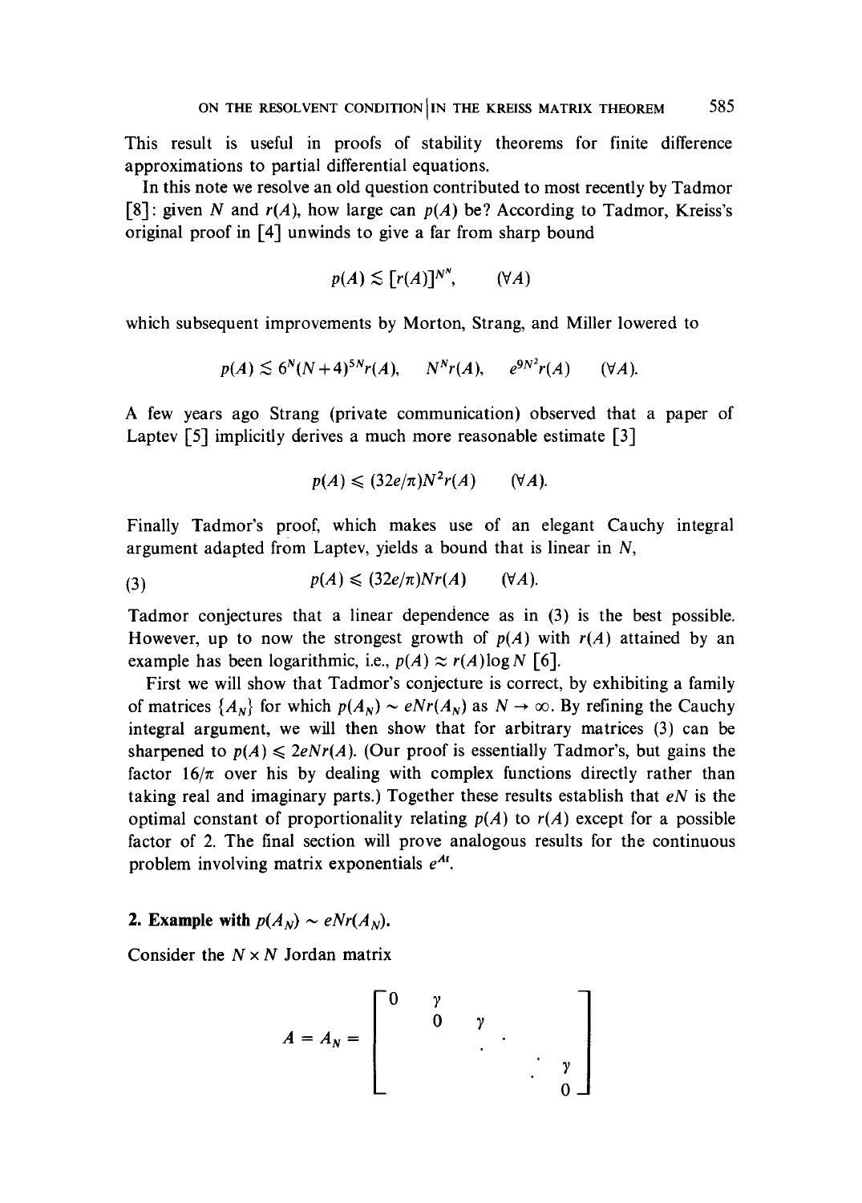This result is useful in proofs of stability theorems for finite difference approximations to partial differential equations.

In this note we resolve an old question contributed to most recently by Tadmor [8]: given $N$ and $r(A)$, how large can $p(A)$ be? According to Tadmor, Kreiss's original proof in [4] unwinds to give a far from sharp bound

$$p(A) \lesssim [r(A)]^{N^N}, \qquad (\forall A)$$

which subsequent improvements by Morton, Strang, and Miller lowered to

$$p(A) \lesssim 6^N (N+4)^{5N} r(A), \qquad N^N r(A), \qquad e^{9N^2} r(A) \qquad (\forall A).$$

A few years ago Strang (private communication) observed that a paper of Laptev [5] implicitly derives a much more reasonable estimate [3]

$$p(A) \leqslant (32e/\pi) N^2 r(A) \qquad (\forall A).$$

Finally Tadmor's proof, which makes use of an elegant Cauchy integral argument adapted from Laptev, yields a bound that is linear in $N$,

$$p(A) \leqslant (32e/\pi) N r(A) \qquad (\forall A). \tag{3}$$

Tadmor conjectures that a linear dependence as in (3) is the best possible. However, up to now the strongest growth of $p(A)$ with $r(A)$ attained by an example has been logarithmic, i.e., $p(A) \approx r(A) \log N$ [6].

First we will show that Tadmor's conjecture is correct, by exhibiting a family of matrices $\{A_N\}$ for which $p(A_N) \sim eNr(A_N)$ as $N \to \infty$. By refining the Cauchy integral argument, we will then show that for arbitrary matrices (3) can be sharpened to $p(A) \leqslant 2eNr(A)$. (Our proof is essentially Tadmor's, but gains the factor $16/\pi$ over his by dealing with complex functions directly rather than taking real and imaginary parts.) Together these results establish that $eN$ is the optimal constant of proportionality relating $p(A)$ to $r(A)$ except for a possible factor of 2. The final section will prove analogous results for the continuous problem involving matrix exponentials $e^{At}$.

## 2. Example with $p(A_N) \sim eNr(A_N)$.

Consider the $N \times N$ Jordan matrix

$$A = A_N = \begin{bmatrix} 0 & \gamma & & & \\ & 0 & \gamma & & \\ & & \ddots & \ddots & \\ & & & \ddots & \gamma \\ & & & & 0 \end{bmatrix}$$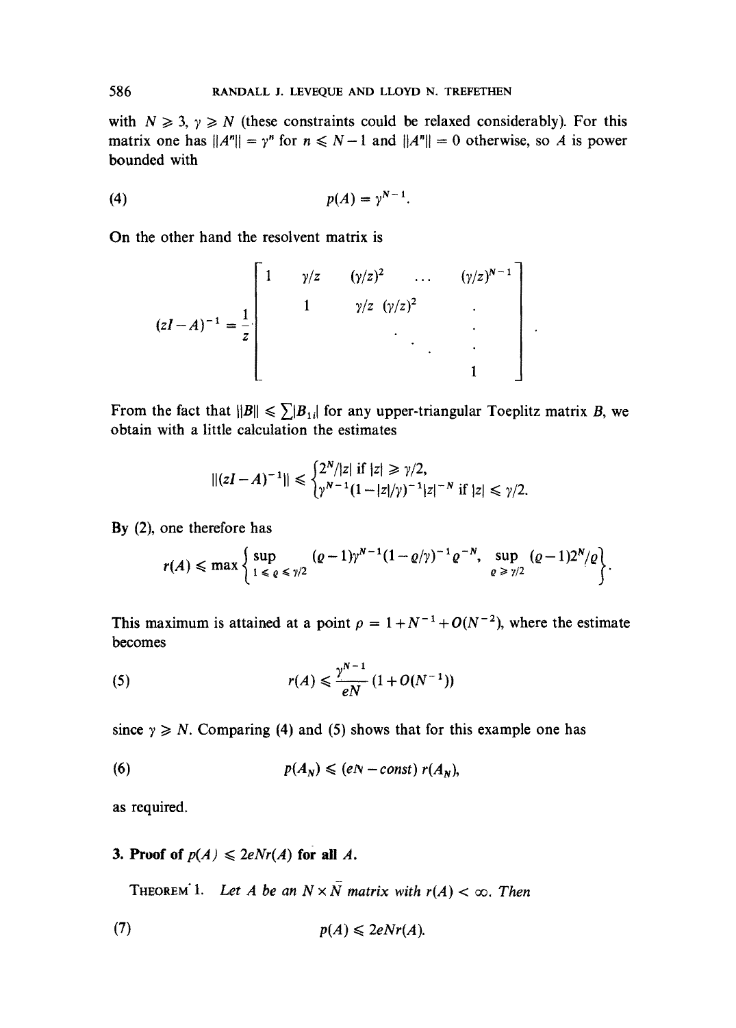with $N \geqslant 3$, $\gamma \geqslant N$ (these constraints could be relaxed considerably). For this matrix one has $\|A^n\| = \gamma^n$ for $n \leqslant N-1$ and $\|A^n\| = 0$ otherwise, so $A$ is power bounded with

$$p(A) = \gamma^{N-1}. \tag{4}$$

On the other hand the resolvent matrix is

$$(zI-A)^{-1} = \frac{1}{z} \begin{bmatrix} 1 & \gamma/z & (\gamma/z)^2 & \dots & (\gamma/z)^{N-1} \\ & 1 & \gamma/z & (\gamma/z)^2 & \cdot \\ & & & \ddots & \cdot \\ & & & & \cdot \\ & & & & 1 \end{bmatrix}.$$

From the fact that $\|B\| \leqslant \sum |B_{1i}|$ for any upper-triangular Toeplitz matrix $B$, we obtain with a little calculation the estimates

$$\|(zI-A)^{-1}\| \leqslant \begin{cases} 2^N/|z| \text{ if } |z| \geqslant \gamma/2, \\ \gamma^{N-1}(1-|z|/\gamma)^{-1}|z|^{-N} \text{ if } |z| \leqslant \gamma/2. \end{cases}$$

By (2), one therefore has

$$r(A) \leqslant \max\left\{ \sup_{1 \leqslant \varrho \leqslant \gamma/2} (\varrho-1)\gamma^{N-1}(1-\varrho/\gamma)^{-1}\varrho^{-N}, \ \sup_{\varrho \geqslant \gamma/2} (\varrho-1)2^N/\varrho \right\}.$$

This maximum is attained at a point $\rho = 1 + N^{-1} + O(N^{-2})$, where the estimate becomes

$$r(A) \leqslant \frac{\gamma^{N-1}}{eN}(1+O(N^{-1})) \tag{5}$$

since $\gamma \geqslant N$. Comparing (4) and (5) shows that for this example one has

$$p(A_N) \leqslant (eN - const)\, r(A_N), \tag{6}$$

as required.

## 3. Proof of $p(A) \leqslant 2eNr(A)$ for all $A$.

THEOREM 1. *Let $A$ be an $N \times N$ matrix with $r(A) < \infty$. Then*

$$p(A) \leqslant 2eNr(A). \tag{7}$$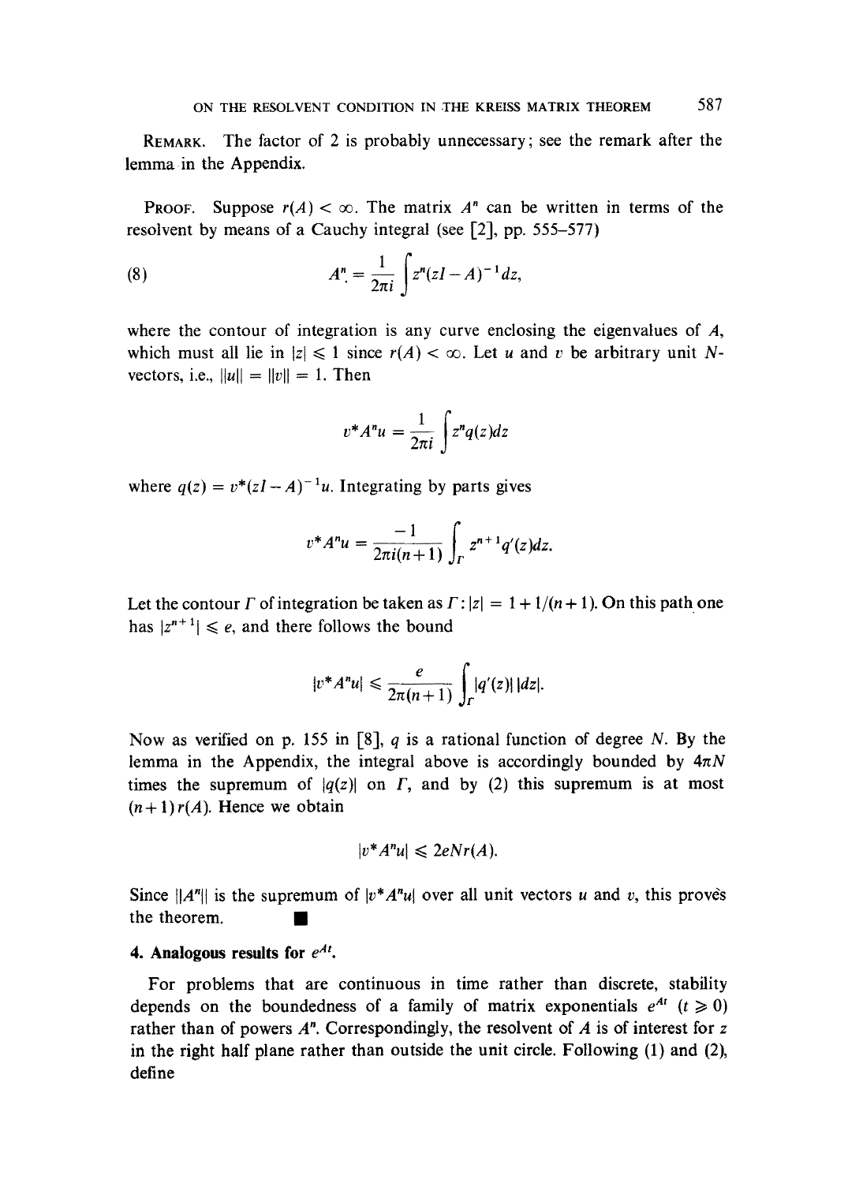REMARK. The factor of 2 is probably unnecessary; see the remark after the lemma in the Appendix.

PROOF. Suppose $r(A) < \infty$. The matrix $A^n$ can be written in terms of the resolvent by means of a Cauchy integral (see [2], pp. 555–577)

$$A^n = \frac{1}{2\pi i} \int z^n (zI - A)^{-1} dz, \tag{8}$$

where the contour of integration is any curve enclosing the eigenvalues of $A$, which must all lie in $|z| \leqslant 1$ since $r(A) < \infty$. Let $u$ and $v$ be arbitrary unit $N$-vectors, i.e., $\|u\| = \|v\| = 1$. Then

$$v^* A^n u = \frac{1}{2\pi i} \int z^n q(z) dz$$

where $q(z) = v^*(zI - A)^{-1} u$. Integrating by parts gives

$$v^* A^n u = \frac{-1}{2\pi i (n+1)} \int_\Gamma z^{n+1} q'(z) dz.$$

Let the contour $\Gamma$ of integration be taken as $\Gamma : |z| = 1 + 1/(n+1)$. On this path one has $|z^{n+1}| \leqslant e$, and there follows the bound

$$|v^* A^n u| \leqslant \frac{e}{2\pi(n+1)} \int_\Gamma |q'(z)|\, |dz|.$$

Now as verified on p. 155 in [8], $q$ is a rational function of degree $N$. By the lemma in the Appendix, the integral above is accordingly bounded by $4\pi N$ times the supremum of $|q(z)|$ on $\Gamma$, and by (2) this supremum is at most $(n+1) r(A)$. Hence we obtain

$$|v^* A^n u| \leqslant 2eNr(A).$$

Since $\|A^n\|$ is the supremum of $|v^* A^n u|$ over all unit vectors $u$ and $v$, this proves the theorem. ∎

### 4. Analogous results for $e^{At}$.

For problems that are continuous in time rather than discrete, stability depends on the boundedness of a family of matrix exponentials $e^{At}$ $(t \geqslant 0)$ rather than of powers $A^n$. Correspondingly, the resolvent of $A$ is of interest for $z$ in the right half plane rather than outside the unit circle. Following (1) and (2), define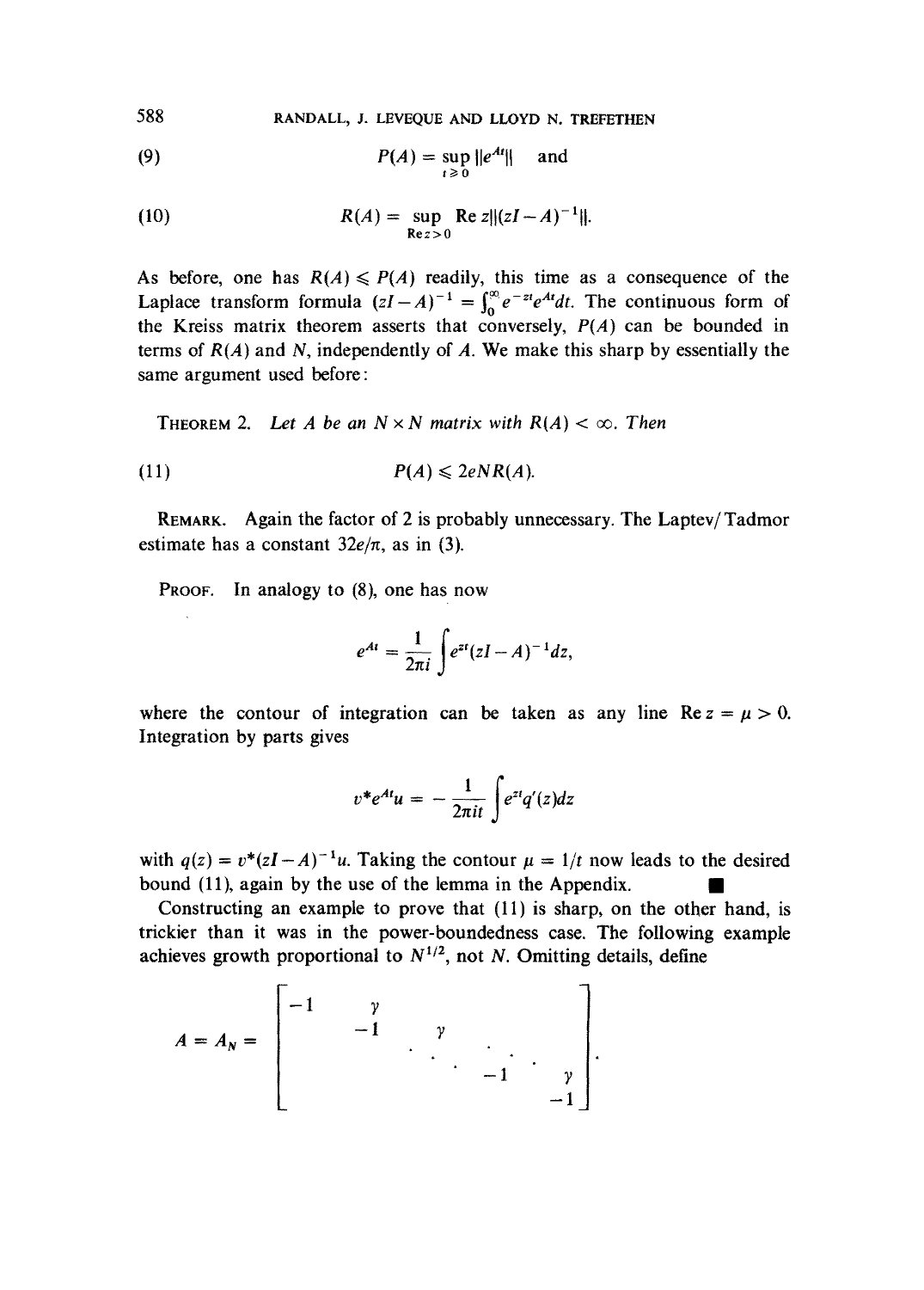$$P(A) = \sup_{t \geq 0} \|e^{At}\| \quad \text{and} \tag{9}$$

$$R(A) = \sup_{\operatorname{Re} z > 0} \operatorname{Re} z \|(zI - A)^{-1}\|. \tag{10}$$

As before, one has $R(A) \leqslant P(A)$ readily, this time as a consequence of the Laplace transform formula $(zI - A)^{-1} = \int_0^\infty e^{-zt} e^{At} dt$. The continuous form of the Kreiss matrix theorem asserts that conversely, $P(A)$ can be bounded in terms of $R(A)$ and $N$, independently of $A$. We make this sharp by essentially the same argument used before:

THEOREM 2. *Let $A$ be an $N \times N$ matrix with $R(A) < \infty$. Then*

$$P(A) \leqslant 2eNR(A). \tag{11}$$

REMARK. Again the factor of 2 is probably unnecessary. The Laptev/Tadmor estimate has a constant $32e/\pi$, as in (3).

PROOF. In analogy to (8), one has now

$$e^{At} = \frac{1}{2\pi i} \int e^{zt} (zI - A)^{-1} dz,$$

where the contour of integration can be taken as any line $\operatorname{Re} z = \mu > 0$. Integration by parts gives

$$v^* e^{At} u = -\frac{1}{2\pi i t} \int e^{zt} q'(z) dz$$

with $q(z) = v^*(zI - A)^{-1} u$. Taking the contour $\mu = 1/t$ now leads to the desired bound (11), again by the use of the lemma in the Appendix. ■

Constructing an example to prove that (11) is sharp, on the other hand, is trickier than it was in the power-boundedness case. The following example achieves growth proportional to $N^{1/2}$, not $N$. Omitting details, define

$$A = A_N = \begin{bmatrix} -1 & \gamma & & & \\ & -1 & \gamma & & \\ & & \ddots & \ddots & \\ & & & -1 & \gamma \\ & & & & -1 \end{bmatrix}.$$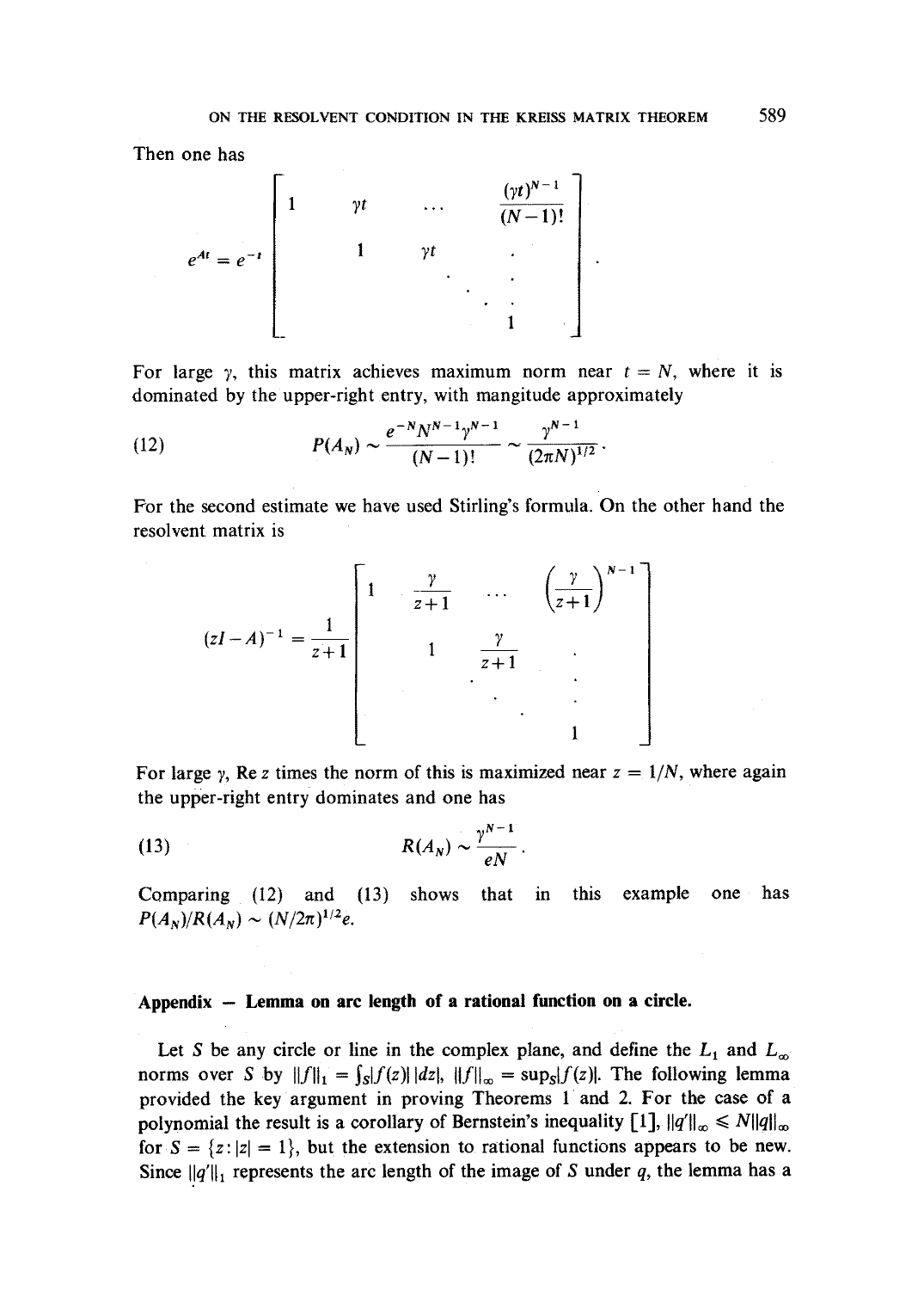Then one has

$$e^{At} = e^{-t} \begin{bmatrix} 1 & \gamma t & \cdots & \dfrac{(\gamma t)^{N-1}}{(N-1)!} \\ & 1 & \gamma t & \cdot \\ & & \ddots & \vdots \\ & & & 1 \end{bmatrix}.$$

For large $\gamma$, this matrix achieves maximum norm near $t = N$, where it is dominated by the upper-right entry, with mangitude approximately

$$P(A_N) \sim \frac{e^{-N} N^{N-1} \gamma^{N-1}}{(N-1)!} \sim \frac{\gamma^{N-1}}{(2\pi N)^{1/2}}. \tag{12}$$

For the second estimate we have used Stirling's formula. On the other hand the resolvent matrix is

$$(zI - A)^{-1} = \frac{1}{z+1} \begin{bmatrix} 1 & \dfrac{\gamma}{z+1} & \cdots & \left(\dfrac{\gamma}{z+1}\right)^{N-1} \\ & 1 & \dfrac{\gamma}{z+1} & \cdot \\ & & \ddots & \vdots \\ & & & 1 \end{bmatrix}$$

For large $\gamma$, $\operatorname{Re} z$ times the norm of this is maximized near $z = 1/N$, where again the upper-right entry dominates and one has

$$R(A_N) \sim \frac{\gamma^{N-1}}{eN}. \tag{13}$$

Comparing (12) and (13) shows that in this example one has $P(A_N)/R(A_N) \sim (N/2\pi)^{1/2} e$.

## Appendix – Lemma on arc length of a rational function on a circle.

Let $S$ be any circle or line in the complex plane, and define the $L_1$ and $L_\infty$ norms over $S$ by $\|f\|_1 = \int_S |f(z)|\,|dz|$, $\|f\|_\infty = \sup_S |f(z)|$. The following lemma provided the key argument in proving Theorems 1 and 2. For the case of a polynomial the result is a corollary of Bernstein's inequality [1], $\|q'\|_\infty \leqslant N \|q\|_\infty$ for $S = \{z : |z| = 1\}$, but the extension to rational functions appears to be new. Since $\|q'\|_1$ represents the arc length of the image of $S$ under $q$, the lemma has a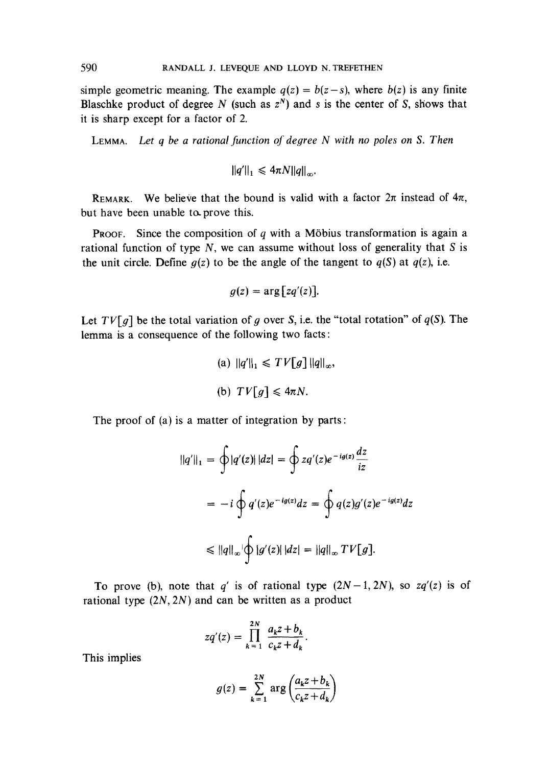simple geometric meaning. The example $q(z) = b(z-s)$, where $b(z)$ is any finite Blaschke product of degree $N$ (such as $z^N$) and $s$ is the center of $S$, shows that it is sharp except for a factor of 2.

LEMMA. *Let $q$ be a rational function of degree $N$ with no poles on $S$. Then*

$$\|q'\|_1 \leqslant 4\pi N \|q\|_\infty.$$

REMARK. We believe that the bound is valid with a factor $2\pi$ instead of $4\pi$, but have been unable to prove this.

PROOF. Since the composition of $q$ with a Möbius transformation is again a rational function of type $N$, we can assume without loss of generality that $S$ is the unit circle. Define $g(z)$ to be the angle of the tangent to $q(S)$ at $q(z)$, i.e.

$$g(z) = \arg[zq'(z)].$$

Let $TV[g]$ be the total variation of $g$ over $S$, i.e. the "total rotation" of $q(S)$. The lemma is a consequence of the following two facts:

$$\text{(a) } \|q'\|_1 \leqslant TV[g]\, \|q\|_\infty,$$

$$\text{(b) } TV[g] \leqslant 4\pi N.$$

The proof of (a) is a matter of integration by parts:

$$\|q'\|_1 = \oint |q'(z)|\,|dz| = \oint zq'(z)e^{-ig(z)}\frac{dz}{iz}$$

$$= -i\oint q'(z)e^{-ig(z)}dz = \oint q(z)g'(z)e^{-ig(z)}dz$$

$$\leqslant \|q\|_\infty \oint |g'(z)|\,|dz| = \|q\|_\infty TV[g].$$

To prove (b), note that $q'$ is of rational type $(2N-1, 2N)$, so $zq'(z)$ is of rational type $(2N, 2N)$ and can be written as a product

$$zq'(z) = \prod_{k=1}^{2N} \frac{a_k z + b_k}{c_k z + d_k}.$$

This implies

$$g(z) = \sum_{k=1}^{2N} \arg\left(\frac{a_k z + b_k}{c_k z + d_k}\right)$$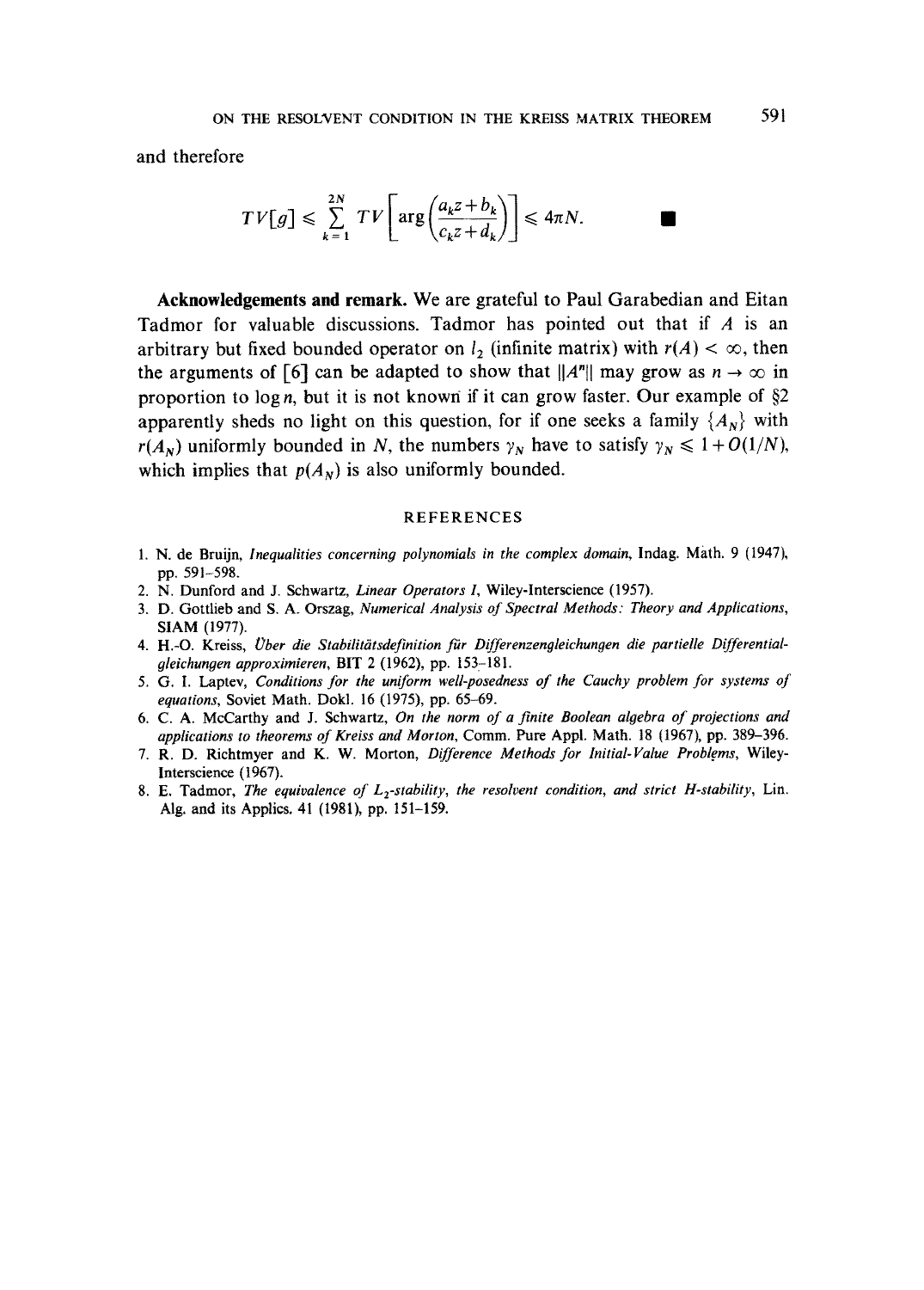and therefore

$$TV[g] \leqslant \sum_{k=1}^{2N} TV\left[\arg\left(\frac{a_k z + b_k}{c_k z + d_k}\right)\right] \leqslant 4\pi N. \qquad \blacksquare$$

**Acknowledgements and remark.** We are grateful to Paul Garabedian and Eitan Tadmor for valuable discussions. Tadmor has pointed out that if $A$ is an arbitrary but fixed bounded operator on $l_2$ (infinite matrix) with $r(A) < \infty$, then the arguments of [6] can be adapted to show that $\|A^n\|$ may grow as $n \to \infty$ in proportion to $\log n$, but it is not known if it can grow faster. Our example of §2 apparently sheds no light on this question, for if one seeks a family $\{A_N\}$ with $r(A_N)$ uniformly bounded in $N$, the numbers $\gamma_N$ have to satisfy $\gamma_N \leqslant 1 + O(1/N)$, which implies that $p(A_N)$ is also uniformly bounded.

## REFERENCES

1. N. de Bruijn, *Inequalities concerning polynomials in the complex domain*, Indag. Math. 9 (1947), pp. 591–598.
2. N. Dunford and J. Schwartz, *Linear Operators I*, Wiley-Interscience (1957).
3. D. Gottlieb and S. A. Orszag, *Numerical Analysis of Spectral Methods: Theory and Applications*, SIAM (1977).
4. H.-O. Kreiss, *Über die Stabilitätsdefinition für Differenzengleichungen die partielle Differentialgleichungen approximieren*, BIT 2 (1962), pp. 153–181.
5. G. I. Laptev, *Conditions for the uniform well-posedness of the Cauchy problem for systems of equations*, Soviet Math. Dokl. 16 (1975), pp. 65–69.
6. C. A. McCarthy and J. Schwartz, *On the norm of a finite Boolean algebra of projections and applications to theorems of Kreiss and Morton*, Comm. Pure Appl. Math. 18 (1967), pp. 389–396.
7. R. D. Richtmyer and K. W. Morton, *Difference Methods for Initial-Value Problems*, Wiley-Interscience (1967).
8. E. Tadmor, *The equivalence of $L_2$-stability, the resolvent condition, and strict H-stability*, Lin. Alg. and its Applics. 41 (1981), pp. 151–159.